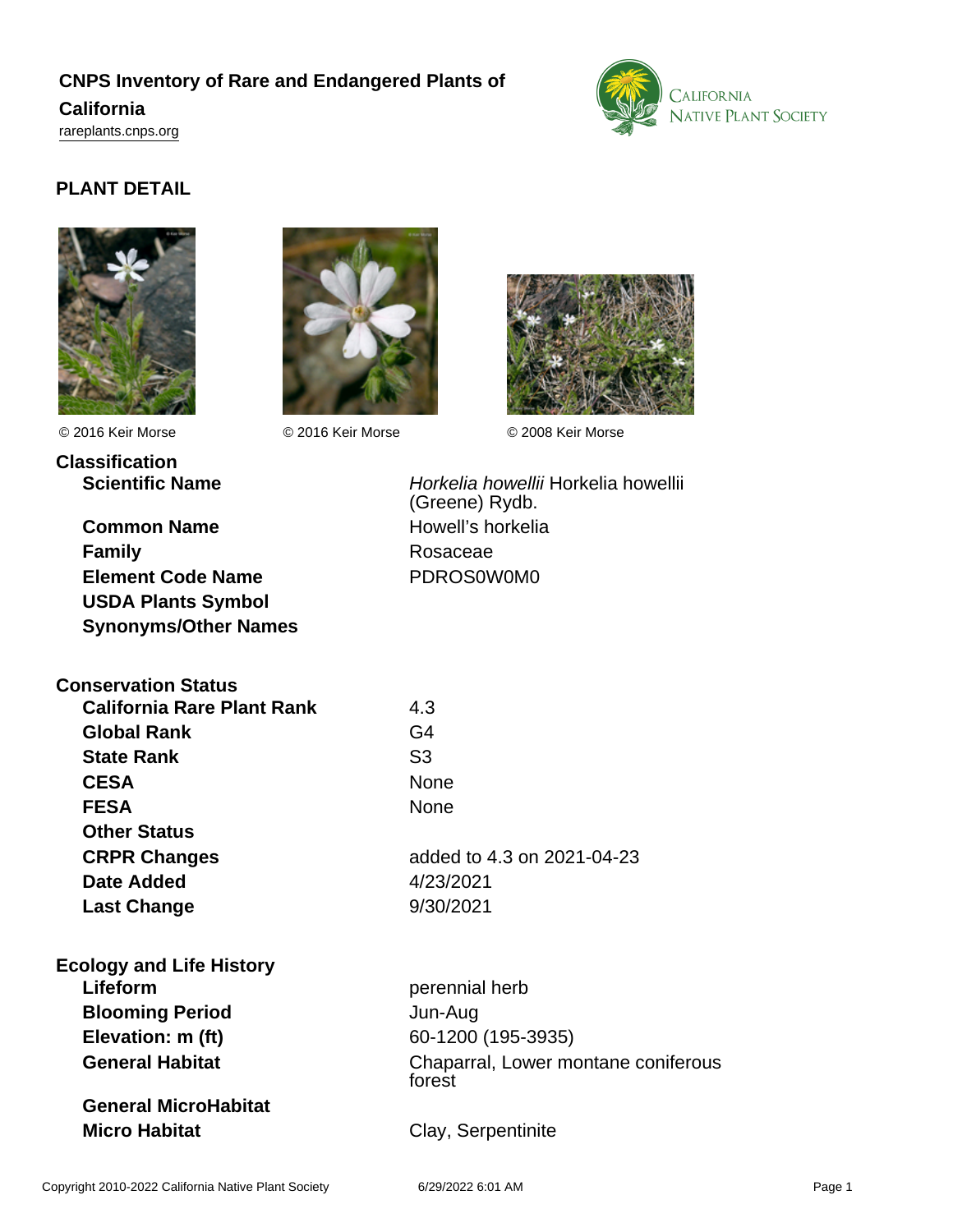# CNPS Inventory of Rare and Endangered Plants of California

rareplants.cnps.org

## PLANT DETAIL

© 2016 Keir Morse

© 2016 Keir Morse

© 2008 Keir Morse

### Classification

| | |
|---|---|
| **Scientific Name** | *Horkelia howellii* Horkelia howellii (Greene) Rydb. |
| **Common Name** | Howell's horkelia |
| **Family** | Rosaceae |
| **Element Code Name** | PDROS0W0M0 |
| **USDA Plants Symbol** | |
| **Synonyms/Other Names** | |

### Conservation Status

| | |
|---|---|
| **California Rare Plant Rank** | 4.3 |
| **Global Rank** | G4 |
| **State Rank** | S3 |
| **CESA** | None |
| **FESA** | None |
| **Other Status** | |
| **CRPR Changes** | added to 4.3 on 2021-04-23 |
| **Date Added** | 4/23/2021 |
| **Last Change** | 9/30/2021 |

### Ecology and Life History

| | |
|---|---|
| **Lifeform** | perennial herb |
| **Blooming Period** | Jun-Aug |
| **Elevation: m (ft)** | 60-1200 (195-3935) |
| **General Habitat** | Chaparral, Lower montane coniferous forest |
| **General MicroHabitat** | |
| **Micro Habitat** | Clay, Serpentinite |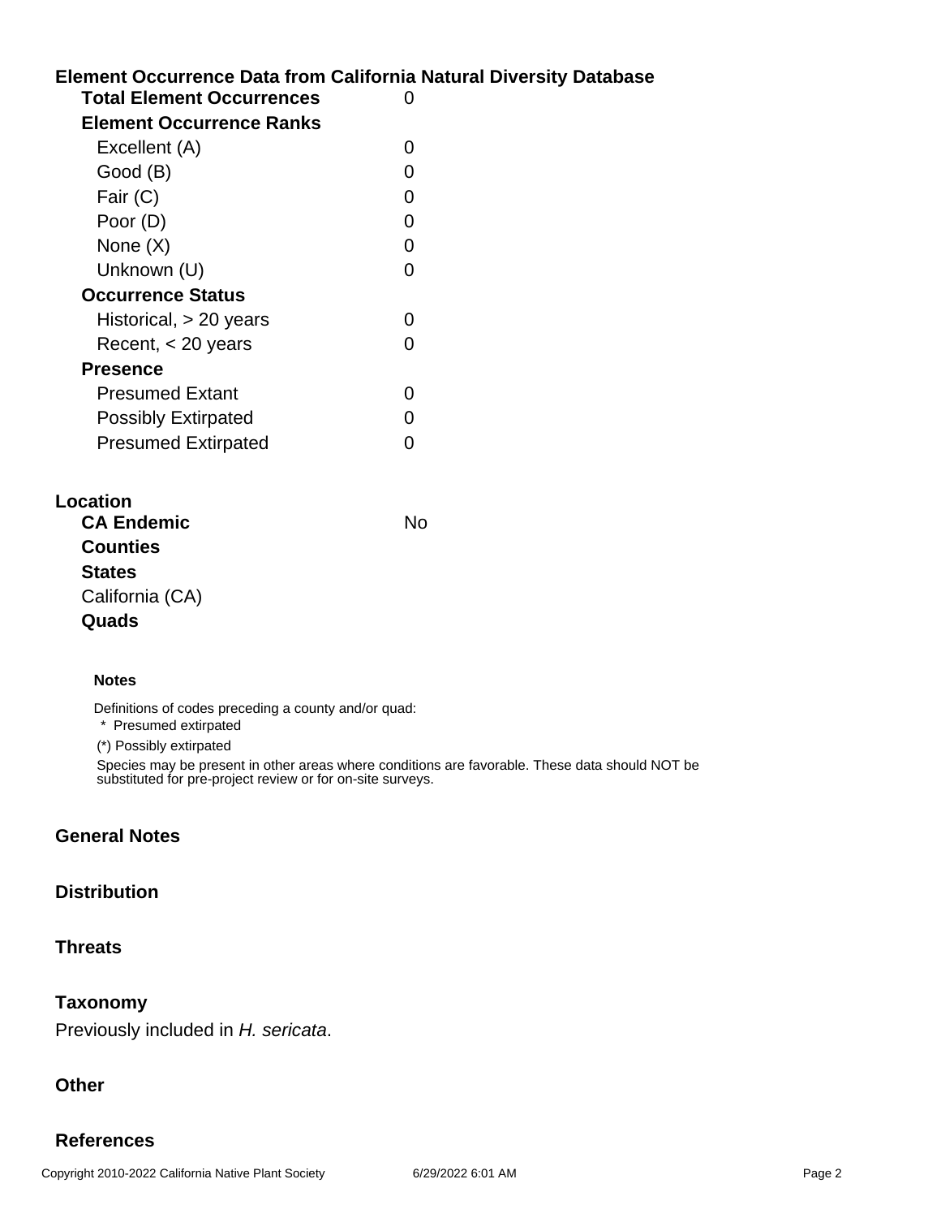## Element Occurrence Data from California Natural Diversity Database

| | |
|---|---|
| **Total Element Occurrences** | 0 |
| **Element Occurrence Ranks** | |
| Excellent (A) | 0 |
| Good (B) | 0 |
| Fair (C) | 0 |
| Poor (D) | 0 |
| None (X) | 0 |
| Unknown (U) | 0 |
| **Occurrence Status** | |
| Historical, > 20 years | 0 |
| Recent, < 20 years | 0 |
| **Presence** | |
| Presumed Extant | 0 |
| Possibly Extirpated | 0 |
| Presumed Extirpated | 0 |

## Location

**CA Endemic** No

**Counties**

**States**

California (CA)

**Quads**

#### Notes

Definitions of codes preceding a county and/or quad:

* Presumed extirpated

(*) Possibly extirpated

Species may be present in other areas where conditions are favorable. These data should NOT be substituted for pre-project review or for on-site surveys.

## General Notes

## Distribution

## Threats

## Taxonomy

Previously included in *H. sericata*.

## Other

## References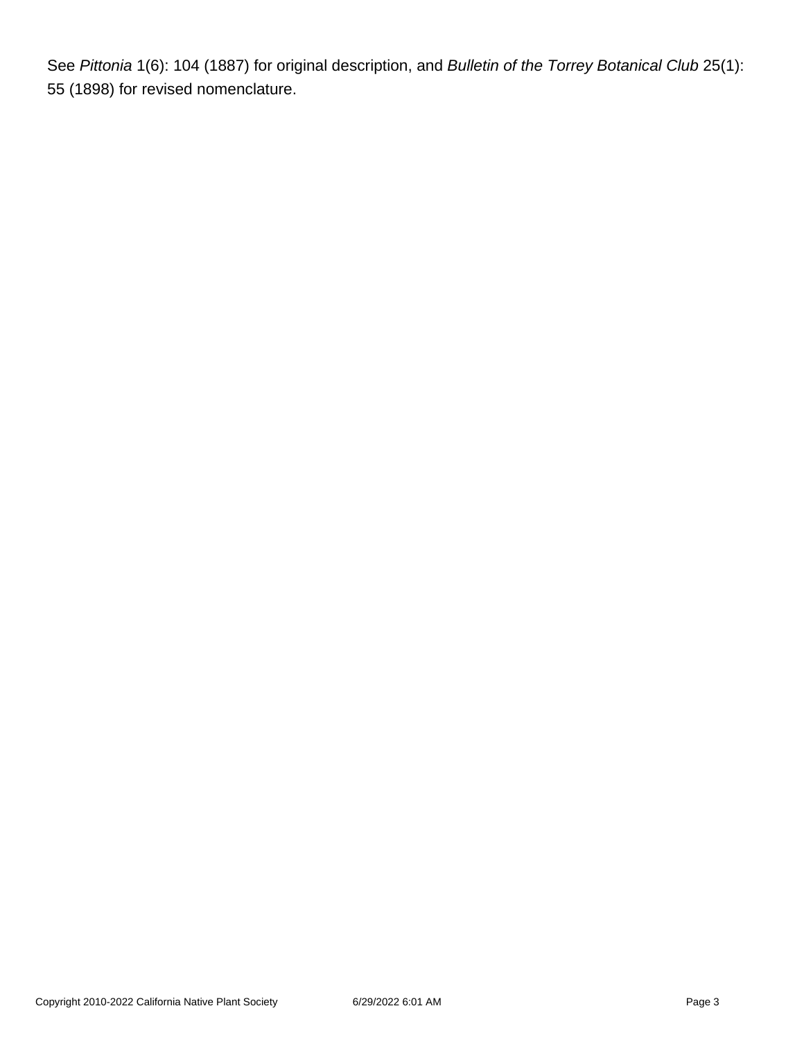See *Pittonia* 1(6): 104 (1887) for original description, and *Bulletin of the Torrey Botanical Club* 25(1): 55 (1898) for revised nomenclature.